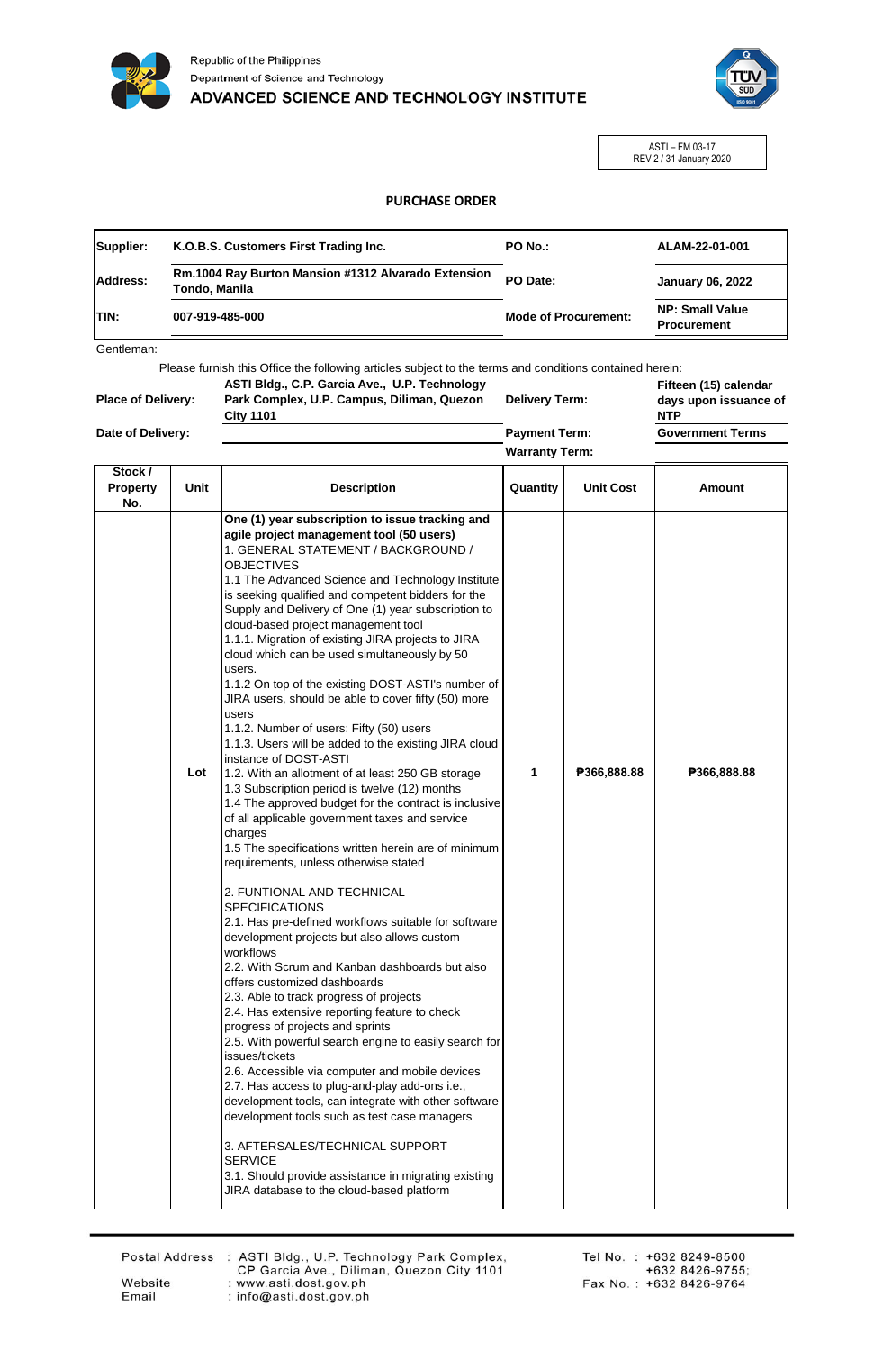Republic of the Philippines
Department of Science and Technology
ADVANCED SCIENCE AND TECHNOLOGY INSTITUTE

ASTI – FM 03-17
REV 2 / 31 January 2020

# PURCHASE ORDER

| | | | |
|---|---|---|---|
| **Supplier:** | **K.O.B.S. Customers First Trading Inc.** | **PO No.:** | **ALAM-22-01-001** |
| **Address:** | **Rm.1004 Ray Burton Mansion #1312 Alvarado Extension Tondo, Manila** | **PO Date:** | **January 06, 2022** |
| **TIN:** | **007-919-485-000** | **Mode of Procurement:** | **NP: Small Value Procurement** |

Gentleman:

Please furnish this Office the following articles subject to the terms and conditions contained herein:

| | | | |
|---|---|---|---|
| **Place of Delivery:** | **ASTI Bldg., C.P. Garcia Ave., U.P. Technology Park Complex, U.P. Campus, Diliman, Quezon City 1101** | **Delivery Term:** | **Fifteen (15) calendar days upon issuance of NTP** |
| **Date of Delivery:** | | **Payment Term:** | **Government Terms** |
| | | **Warranty Term:** | |

| Stock / Property No. | Unit | Description | Quantity | Unit Cost | Amount |
|---|---|---|---|---|---|
| | Lot | **One (1) year subscription to issue tracking and agile project management tool (50 users)**<br>1. GENERAL STATEMENT / BACKGROUND / OBJECTIVES<br>1.1 The Advanced Science and Technology Institute is seeking qualified and competent bidders for the Supply and Delivery of One (1) year subscription to cloud-based project management tool<br>1.1.1. Migration of existing JIRA projects to JIRA cloud which can be used simultaneously by 50 users.<br>1.1.2 On top of the existing DOST-ASTI's number of JIRA users, should be able to cover fifty (50) more users<br>1.1.2. Number of users: Fifty (50) users<br>1.1.3. Users will be added to the existing JIRA cloud instance of DOST-ASTI<br>1.2. With an allotment of at least 250 GB storage<br>1.3 Subscription period is twelve (12) months<br>1.4 The approved budget for the contract is inclusive of all applicable government taxes and service charges<br>1.5 The specifications written herein are of minimum requirements, unless otherwise stated<br><br>2. FUNTIONAL AND TECHNICAL SPECIFICATIONS<br>2.1. Has pre-defined workflows suitable for software development projects but also allows custom workflows<br>2.2. With Scrum and Kanban dashboards but also offers customized dashboards<br>2.3. Able to track progress of projects<br>2.4. Has extensive reporting feature to check progress of projects and sprints<br>2.5. With powerful search engine to easily search for issues/tickets<br>2.6. Accessible via computer and mobile devices<br>2.7. Has access to plug-and-play add-ons i.e., development tools, can integrate with other software development tools such as test case managers<br><br>3. AFTERSALES/TECHNICAL SUPPORT SERVICE<br>3.1. Should provide assistance in migrating existing JIRA database to the cloud-based platform | 1 | ₱366,888.88 | ₱366,888.88 |

Postal Address : ASTI Bldg., U.P. Technology Park Complex, CP Garcia Ave., Diliman, Quezon City 1101
Website : www.asti.dost.gov.ph
Email : info@asti.dost.gov.ph
Tel No. : +632 8249-8500 +632 8426-9755;
Fax No. : +632 8426-9764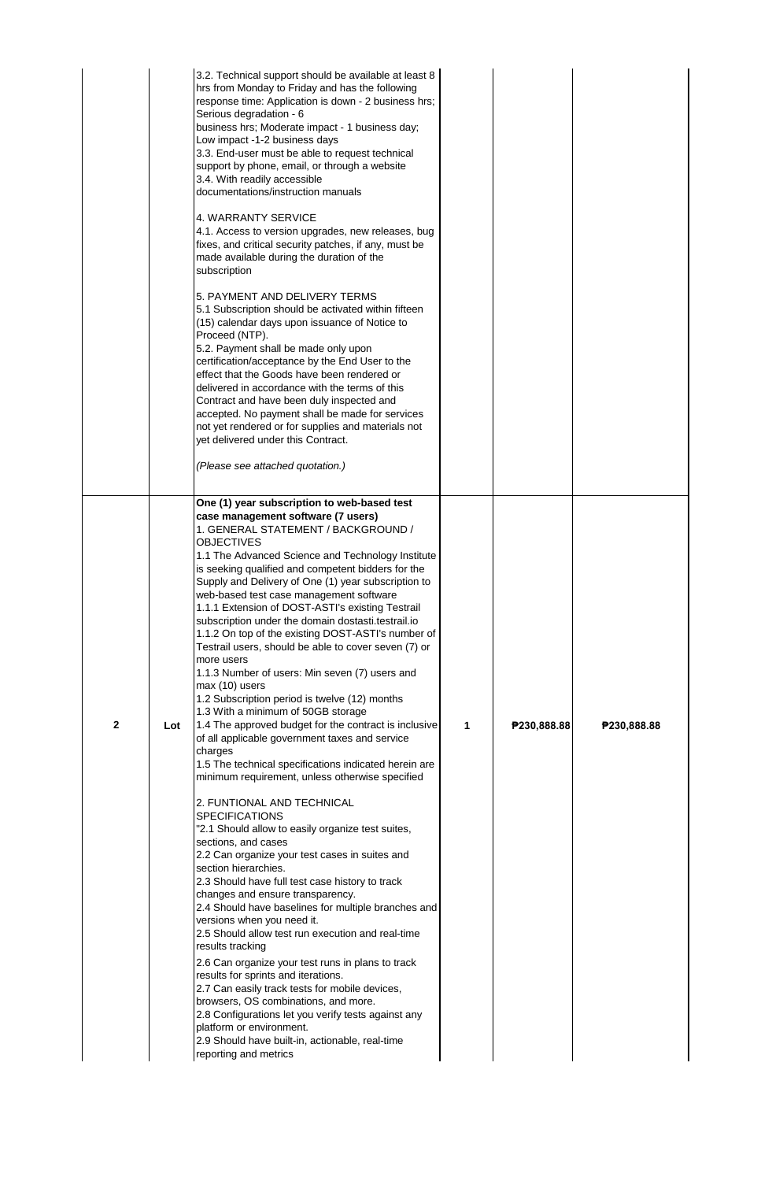| | | | | | |
|---|---|---|---|---|---|
| | | 3.2. Technical support should be available at least 8 hrs from Monday to Friday and has the following response time: Application is down - 2 business hrs; Serious degradation - 6 business hrs; Moderate impact - 1 business day; Low impact -1-2 business days<br>3.3. End-user must be able to request technical support by phone, email, or through a website<br>3.4. With readily accessible documentations/instruction manuals<br><br>4. WARRANTY SERVICE<br>4.1. Access to version upgrades, new releases, bug fixes, and critical security patches, if any, must be made available during the duration of the subscription<br><br>5. PAYMENT AND DELIVERY TERMS<br>5.1 Subscription should be activated within fifteen (15) calendar days upon issuance of Notice to Proceed (NTP).<br>5.2. Payment shall be made only upon certification/acceptance by the End User to the effect that the Goods have been rendered or delivered in accordance with the terms of this Contract and have been duly inspected and accepted. No payment shall be made for services not yet rendered or for supplies and materials not yet delivered under this Contract.<br><br>*(Please see attached quotation.)* | | | |
| **2** | Lot | **One (1) year subscription to web-based test case management software (7 users)**<br>1. GENERAL STATEMENT / BACKGROUND / OBJECTIVES<br>1.1 The Advanced Science and Technology Institute is seeking qualified and competent bidders for the Supply and Delivery of One (1) year subscription to web-based test case management software<br>1.1.1 Extension of DOST-ASTI's existing Testrail subscription under the domain dostasti.testrail.io<br>1.1.2 On top of the existing DOST-ASTI's number of Testrail users, should be able to cover seven (7) or more users<br>1.1.3 Number of users: Min seven (7) users and max (10) users<br>1.2 Subscription period is twelve (12) months<br>1.3 With a minimum of 50GB storage<br>1.4 The approved budget for the contract is inclusive of all applicable government taxes and service charges<br>1.5 The technical specifications indicated herein are minimum requirement, unless otherwise specified<br><br>2. FUNTIONAL AND TECHNICAL SPECIFICATIONS<br>"2.1 Should allow to easily organize test suites, sections, and cases<br>2.2 Can organize your test cases in suites and section hierarchies.<br>2.3 Should have full test case history to track changes and ensure transparency.<br>2.4 Should have baselines for multiple branches and versions when you need it.<br>2.5 Should allow test run execution and real-time results tracking<br>2.6 Can organize your test runs in plans to track results for sprints and iterations.<br>2.7 Can easily track tests for mobile devices, browsers, OS combinations, and more.<br>2.8 Configurations let you verify tests against any platform or environment.<br>2.9 Should have built-in, actionable, real-time reporting and metrics | **1** | **₱230,888.88** | **₱230,888.88** |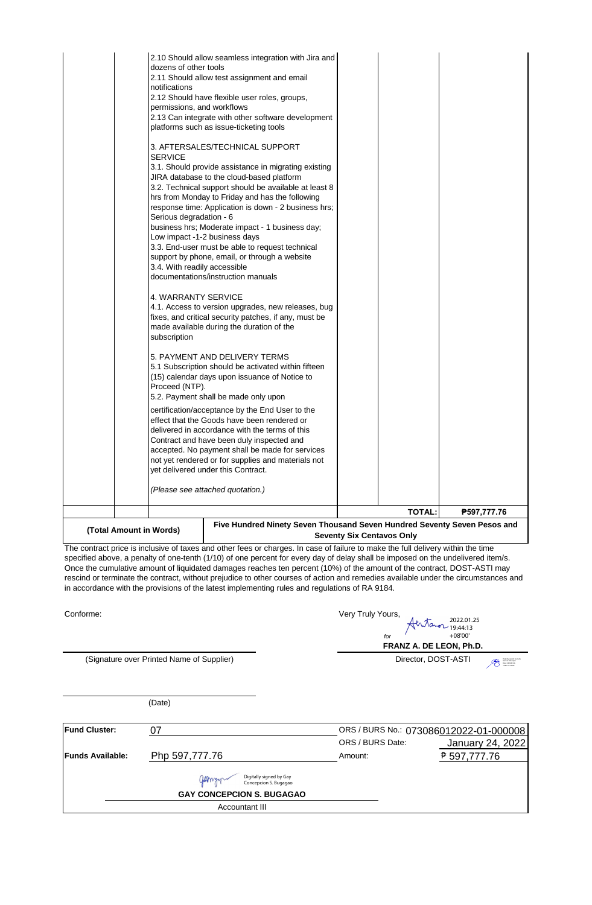| | | | | | |
|---|---|---|---|---|---|
| | | 2.10 Should allow seamless integration with Jira and dozens of other tools<br>2.11 Should allow test assignment and email notifications<br>2.12 Should have flexible user roles, groups, permissions, and workflows<br>2.13 Can integrate with other software development platforms such as issue-ticketing tools<br><br>3. AFTERSALES/TECHNICAL SUPPORT SERVICE<br>3.1. Should provide assistance in migrating existing JIRA database to the cloud-based platform<br>3.2. Technical support should be available at least 8 hrs from Monday to Friday and has the following response time: Application is down - 2 business hrs; Serious degradation - 6 business hrs; Moderate impact - 1 business day; Low impact -1-2 business days<br>3.3. End-user must be able to request technical support by phone, email, or through a website<br>3.4. With readily accessible documentations/instruction manuals<br><br>4. WARRANTY SERVICE<br>4.1. Access to version upgrades, new releases, bug fixes, and critical security patches, if any, must be made available during the duration of the subscription<br><br>5. PAYMENT AND DELIVERY TERMS<br>5.1 Subscription should be activated within fifteen (15) calendar days upon issuance of Notice to Proceed (NTP).<br>5.2. Payment shall be made only upon certification/acceptance by the End User to the effect that the Goods have been rendered or delivered in accordance with the terms of this Contract and have been duly inspected and accepted. No payment shall be made for services not yet rendered or for supplies and materials not yet delivered under this Contract.<br><br>*(Please see attached quotation.)* | | | |
| | | | | **TOTAL:** | **₱597,777.76** |
| **(Total Amount in Words)** | | **Five Hundred Ninety Seven Thousand Seven Hundred Seventy Seven Pesos and Seventy Six Centavos Only** | | | |

The contract price is inclusive of taxes and other fees or charges. In case of failure to make the full delivery within the time specified above, a penalty of one-tenth (1/10) of one percent for every day of delay shall be imposed on the undelivered item/s. Once the cumulative amount of liquidated damages reaches ten percent (10%) of the amount of the contract, DOST-ASTI may rescind or terminate the contract, without prejudice to other courses of action and remedies available under the circumstances and in accordance with the provisions of the latest implementing rules and regulations of RA 9184.

Conforme:

(Signature over Printed Name of Supplier)

(Date)

Very Truly Yours,

2022.01.25 19:44:13 +08'00'

for **FRANZ A. DE LEON, Ph.D.**

Director, DOST-ASTI

| | | | |
|---|---|---|---|
| **Fund Cluster:** | 07 | ORS / BURS No.: | 073086012022-01-000008 |
| | | ORS / BURS Date: | January 24, 2022 |
| **Funds Available:** | Php 597,777.76 | Amount: | ₱ 597,777.76 |

Digitally signed by Gay Concepcion S. Bugagao

**GAY CONCEPCION S. BUGAGAO**

Accountant III